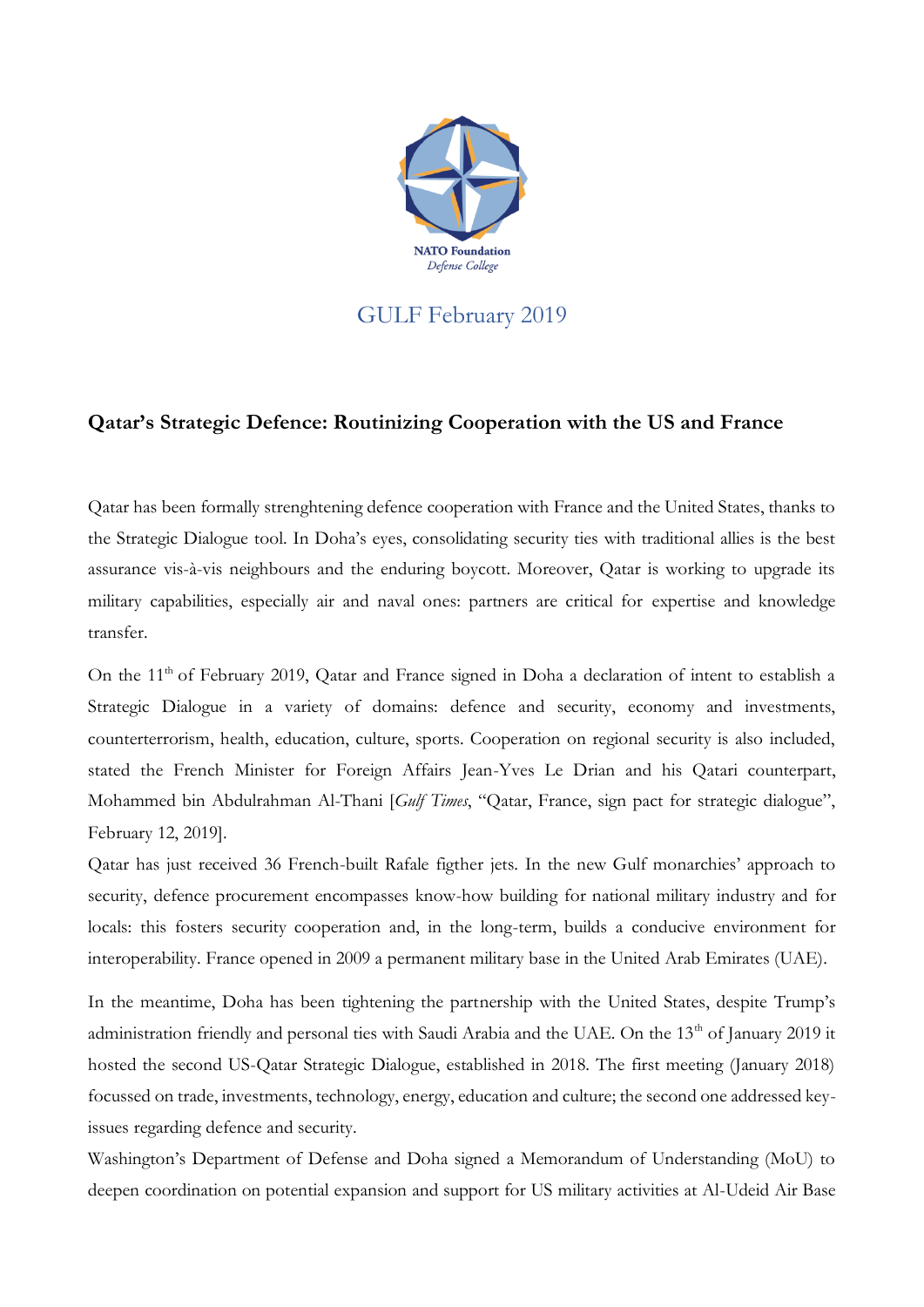NATO Foundation
*Defense College*

GULF February 2019

## Qatar's Strategic Defence: Routinizing Cooperation with the US and France

Qatar has been formally strenghtening defence cooperation with France and the United States, thanks to the Strategic Dialogue tool. In Doha's eyes, consolidating security ties with traditional allies is the best assurance vis-à-vis neighbours and the enduring boycott. Moreover, Qatar is working to upgrade its military capabilities, especially air and naval ones: partners are critical for expertise and knowledge transfer.

On the 11th of February 2019, Qatar and France signed in Doha a declaration of intent to establish a Strategic Dialogue in a variety of domains: defence and security, economy and investments, counterterrorism, health, education, culture, sports. Cooperation on regional security is also included, stated the French Minister for Foreign Affairs Jean-Yves Le Drian and his Qatari counterpart, Mohammed bin Abdulrahman Al-Thani [*Gulf Times*, "Qatar, France, sign pact for strategic dialogue", February 12, 2019].

Qatar has just received 36 French-built Rafale figther jets. In the new Gulf monarchies' approach to security, defence procurement encompasses know-how building for national military industry and for locals: this fosters security cooperation and, in the long-term, builds a conducive environment for interoperability. France opened in 2009 a permanent military base in the United Arab Emirates (UAE).

In the meantime, Doha has been tightening the partnership with the United States, despite Trump's administration friendly and personal ties with Saudi Arabia and the UAE. On the 13th of January 2019 it hosted the second US-Qatar Strategic Dialogue, established in 2018. The first meeting (January 2018) focussed on trade, investments, technology, energy, education and culture; the second one addressed key-issues regarding defence and security.

Washington's Department of Defense and Doha signed a Memorandum of Understanding (MoU) to deepen coordination on potential expansion and support for US military activities at Al-Udeid Air Base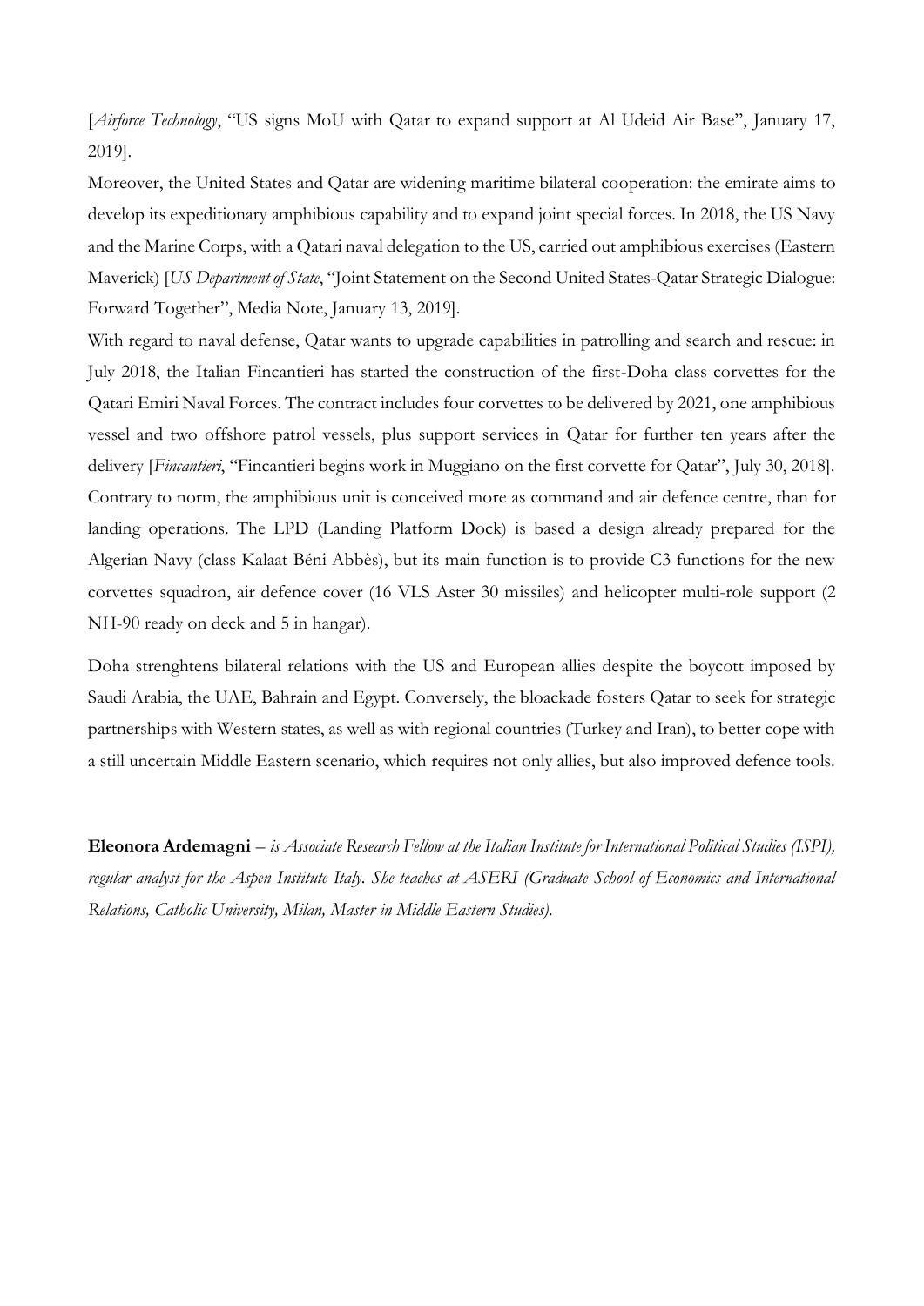[*Airforce Technology*, "US signs MoU with Qatar to expand support at Al Udeid Air Base", January 17, 2019].

Moreover, the United States and Qatar are widening maritime bilateral cooperation: the emirate aims to develop its expeditionary amphibious capability and to expand joint special forces. In 2018, the US Navy and the Marine Corps, with a Qatari naval delegation to the US, carried out amphibious exercises (Eastern Maverick) [*US Department of State*, "Joint Statement on the Second United States-Qatar Strategic Dialogue: Forward Together", Media Note, January 13, 2019].

With regard to naval defense, Qatar wants to upgrade capabilities in patrolling and search and rescue: in July 2018, the Italian Fincantieri has started the construction of the first-Doha class corvettes for the Qatari Emiri Naval Forces. The contract includes four corvettes to be delivered by 2021, one amphibious vessel and two offshore patrol vessels, plus support services in Qatar for further ten years after the delivery [*Fincantieri*, "Fincantieri begins work in Muggiano on the first corvette for Qatar", July 30, 2018]. Contrary to norm, the amphibious unit is conceived more as command and air defence centre, than for landing operations. The LPD (Landing Platform Dock) is based a design already prepared for the Algerian Navy (class Kalaat Béni Abbès), but its main function is to provide C3 functions for the new corvettes squadron, air defence cover (16 VLS Aster 30 missiles) and helicopter multi-role support (2 NH-90 ready on deck and 5 in hangar).

Doha strenghtens bilateral relations with the US and European allies despite the boycott imposed by Saudi Arabia, the UAE, Bahrain and Egypt. Conversely, the bloackade fosters Qatar to seek for strategic partnerships with Western states, as well as with regional countries (Turkey and Iran), to better cope with a still uncertain Middle Eastern scenario, which requires not only allies, but also improved defence tools.

**Eleonora Ardemagni** – *is Associate Research Fellow at the Italian Institute for International Political Studies (ISPI), regular analyst for the Aspen Institute Italy. She teaches at ASERI (Graduate School of Economics and International Relations, Catholic University, Milan, Master in Middle Eastern Studies).*